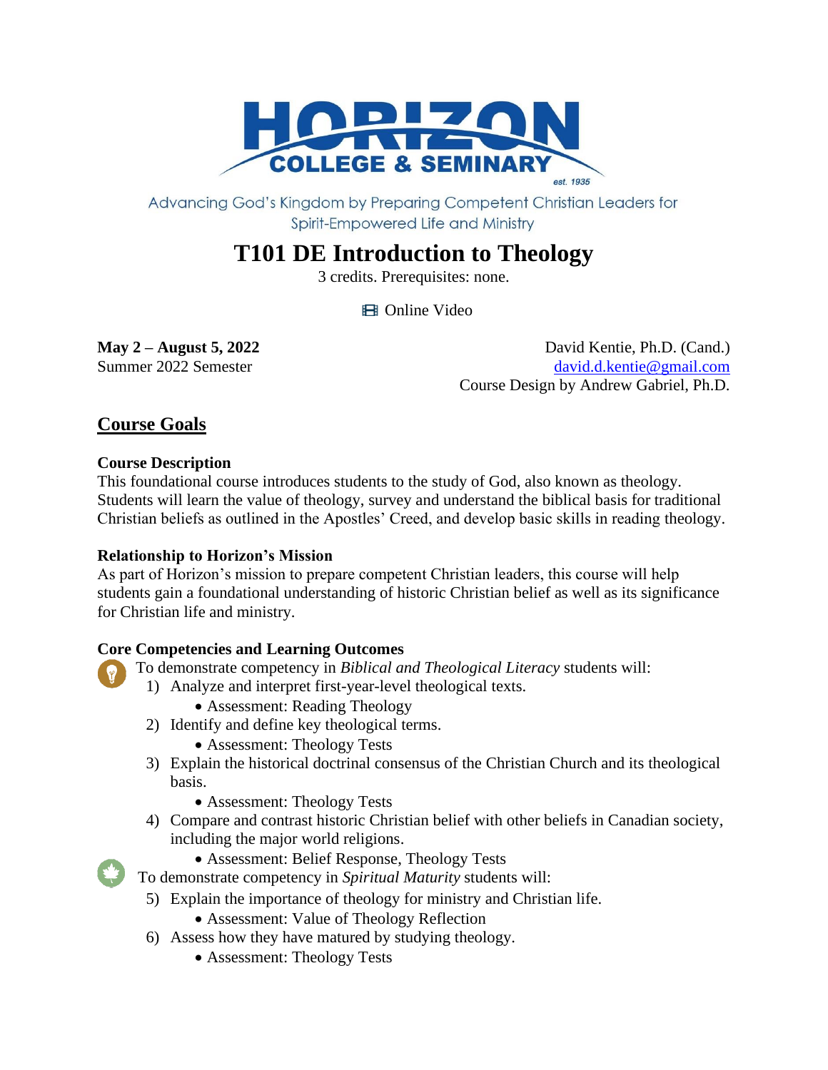# HORIZON COLLEGE & SEMINARY

est. 1935

Advancing God's Kingdom by Preparing Competent Christian Leaders for Spirit-Empowered Life and Ministry

# T101 DE Introduction to Theology

3 credits. Prerequisites: none.

🎞 Online Video

**May 2 – August 5, 2022**
Summer 2022 Semester

David Kentie, Ph.D. (Cand.)
david.d.kentie@gmail.com
Course Design by Andrew Gabriel, Ph.D.

## Course Goals

**Course Description**
This foundational course introduces students to the study of God, also known as theology. Students will learn the value of theology, survey and understand the biblical basis for traditional Christian beliefs as outlined in the Apostles' Creed, and develop basic skills in reading theology.

**Relationship to Horizon's Mission**
As part of Horizon's mission to prepare competent Christian leaders, this course will help students gain a foundational understanding of historic Christian belief as well as its significance for Christian life and ministry.

**Core Competencies and Learning Outcomes**

To demonstrate competency in *Biblical and Theological Literacy* students will:

1) Analyze and interpret first-year-level theological texts.
   - Assessment: Reading Theology
2) Identify and define key theological terms.
   - Assessment: Theology Tests
3) Explain the historical doctrinal consensus of the Christian Church and its theological basis.
   - Assessment: Theology Tests
4) Compare and contrast historic Christian belief with other beliefs in Canadian society, including the major world religions.
   - Assessment: Belief Response, Theology Tests

To demonstrate competency in *Spiritual Maturity* students will:

5) Explain the importance of theology for ministry and Christian life.
   - Assessment: Value of Theology Reflection
6) Assess how they have matured by studying theology.
   - Assessment: Theology Tests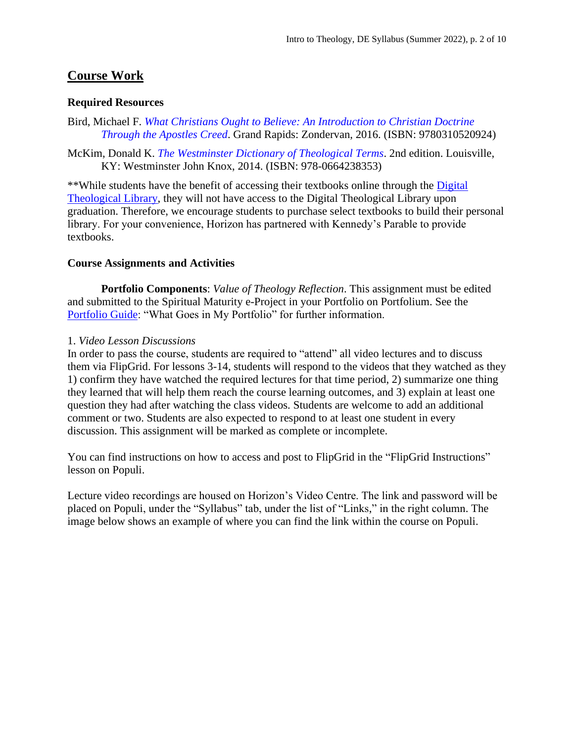## Course Work

### Required Resources

Bird, Michael F. *What Christians Ought to Believe: An Introduction to Christian Doctrine Through the Apostles Creed*. Grand Rapids: Zondervan, 2016. (ISBN: 9780310520924)

McKim, Donald K. *The Westminster Dictionary of Theological Terms*. 2nd edition. Louisville, KY: Westminster John Knox, 2014. (ISBN: 978-0664238353)

**While students have the benefit of accessing their textbooks online through the Digital Theological Library, they will not have access to the Digital Theological Library upon graduation. Therefore, we encourage students to purchase select textbooks to build their personal library. For your convenience, Horizon has partnered with Kennedy's Parable to provide textbooks.

### Course Assignments and Activities

**Portfolio Components**: *Value of Theology Reflection*. This assignment must be edited and submitted to the Spiritual Maturity e-Project in your Portfolio on Portfolium. See the Portfolio Guide: "What Goes in My Portfolio" for further information.

1. *Video Lesson Discussions*
In order to pass the course, students are required to "attend" all video lectures and to discuss them via FlipGrid. For lessons 3-14, students will respond to the videos that they watched as they 1) confirm they have watched the required lectures for that time period, 2) summarize one thing they learned that will help them reach the course learning outcomes, and 3) explain at least one question they had after watching the class videos. Students are welcome to add an additional comment or two. Students are also expected to respond to at least one student in every discussion. This assignment will be marked as complete or incomplete.

You can find instructions on how to access and post to FlipGrid in the "FlipGrid Instructions" lesson on Populi.

Lecture video recordings are housed on Horizon's Video Centre. The link and password will be placed on Populi, under the "Syllabus" tab, under the list of "Links," in the right column. The image below shows an example of where you can find the link within the course on Populi.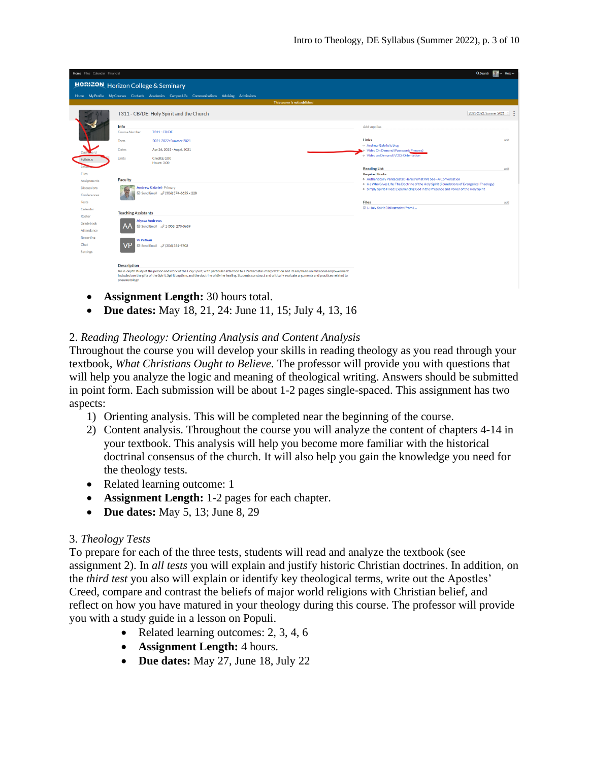- **Assignment Length:** 30 hours total.
- **Due dates:** May 18, 21, 24: June 11, 15; July 4, 13, 16

2. *Reading Theology: Orienting Analysis and Content Analysis*
Throughout the course you will develop your skills in reading theology as you read through your textbook, *What Christians Ought to Believe*. The professor will provide you with questions that will help you analyze the logic and meaning of theological writing. Answers should be submitted in point form. Each submission will be about 1-2 pages single-spaced. This assignment has two aspects:

1) Orienting analysis. This will be completed near the beginning of the course.
2) Content analysis. Throughout the course you will analyze the content of chapters 4-14 in your textbook. This analysis will help you become more familiar with the historical doctrinal consensus of the church. It will also help you gain the knowledge you need for the theology tests.

- Related learning outcome: 1
- **Assignment Length:** 1-2 pages for each chapter.
- **Due dates:** May 5, 13; June 8, 29

3. *Theology Tests*
To prepare for each of the three tests, students will read and analyze the textbook (see assignment 2). In *all tests* you will explain and justify historic Christian doctrines. In addition, on the *third test* you also will explain or identify key theological terms, write out the Apostles' Creed, compare and contrast the beliefs of major world religions with Christian belief, and reflect on how you have matured in your theology during this course. The professor will provide you with a study guide in a lesson on Populi.

- Related learning outcomes: 2, 3, 4, 6
- **Assignment Length:** 4 hours.
- **Due dates:** May 27, June 18, July 22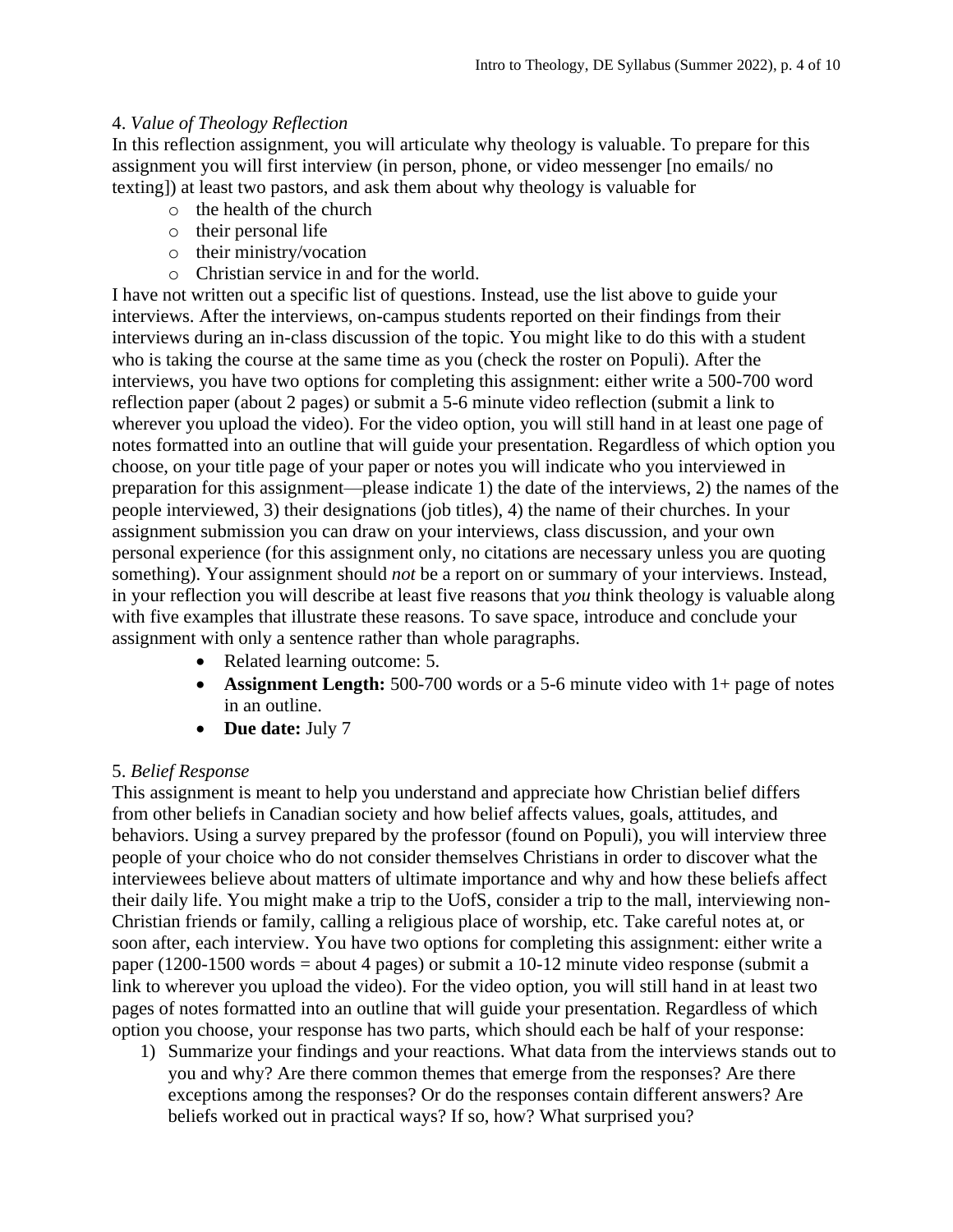4. *Value of Theology Reflection*

In this reflection assignment, you will articulate why theology is valuable. To prepare for this assignment you will first interview (in person, phone, or video messenger [no emails/ no texting]) at least two pastors, and ask them about why theology is valuable for

- the health of the church
- their personal life
- their ministry/vocation
- Christian service in and for the world.

I have not written out a specific list of questions. Instead, use the list above to guide your interviews. After the interviews, on-campus students reported on their findings from their interviews during an in-class discussion of the topic. You might like to do this with a student who is taking the course at the same time as you (check the roster on Populi). After the interviews, you have two options for completing this assignment: either write a 500-700 word reflection paper (about 2 pages) or submit a 5-6 minute video reflection (submit a link to wherever you upload the video). For the video option, you will still hand in at least one page of notes formatted into an outline that will guide your presentation. Regardless of which option you choose, on your title page of your paper or notes you will indicate who you interviewed in preparation for this assignment—please indicate 1) the date of the interviews, 2) the names of the people interviewed, 3) their designations (job titles), 4) the name of their churches. In your assignment submission you can draw on your interviews, class discussion, and your own personal experience (for this assignment only, no citations are necessary unless you are quoting something). Your assignment should *not* be a report on or summary of your interviews. Instead, in your reflection you will describe at least five reasons that *you* think theology is valuable along with five examples that illustrate these reasons. To save space, introduce and conclude your assignment with only a sentence rather than whole paragraphs.

- Related learning outcome: 5.
- **Assignment Length:** 500-700 words or a 5-6 minute video with 1+ page of notes in an outline.
- **Due date:** July 7

5. *Belief Response*

This assignment is meant to help you understand and appreciate how Christian belief differs from other beliefs in Canadian society and how belief affects values, goals, attitudes, and behaviors. Using a survey prepared by the professor (found on Populi), you will interview three people of your choice who do not consider themselves Christians in order to discover what the interviewees believe about matters of ultimate importance and why and how these beliefs affect their daily life. You might make a trip to the UofS, consider a trip to the mall, interviewing non-Christian friends or family, calling a religious place of worship, etc. Take careful notes at, or soon after, each interview. You have two options for completing this assignment: either write a paper (1200-1500 words = about 4 pages) or submit a 10-12 minute video response (submit a link to wherever you upload the video). For the video option, you will still hand in at least two pages of notes formatted into an outline that will guide your presentation. Regardless of which option you choose, your response has two parts, which should each be half of your response:

1) Summarize your findings and your reactions. What data from the interviews stands out to you and why? Are there common themes that emerge from the responses? Are there exceptions among the responses? Or do the responses contain different answers? Are beliefs worked out in practical ways? If so, how? What surprised you?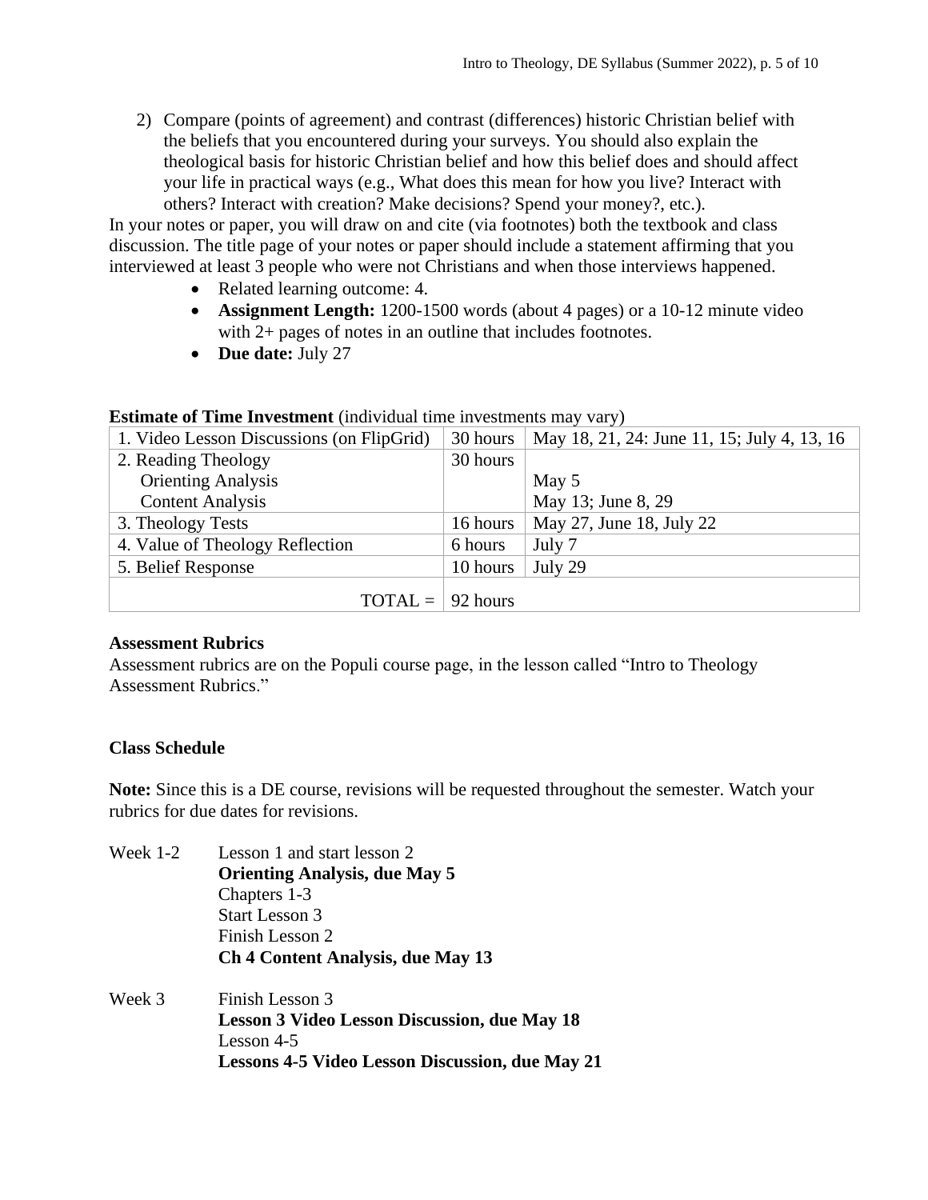2) Compare (points of agreement) and contrast (differences) historic Christian belief with the beliefs that you encountered during your surveys. You should also explain the theological basis for historic Christian belief and how this belief does and should affect your life in practical ways (e.g., What does this mean for how you live? Interact with others? Interact with creation? Make decisions? Spend your money?, etc.).

In your notes or paper, you will draw on and cite (via footnotes) both the textbook and class discussion. The title page of your notes or paper should include a statement affirming that you interviewed at least 3 people who were not Christians and when those interviews happened.

- Related learning outcome: 4.
- **Assignment Length:** 1200-1500 words (about 4 pages) or a 10-12 minute video with 2+ pages of notes in an outline that includes footnotes.
- **Due date:** July 27

**Estimate of Time Investment** (individual time investments may vary)

| | | |
|---|---|---|
| 1. Video Lesson Discussions (on FlipGrid) | 30 hours | May 18, 21, 24: June 11, 15; July 4, 13, 16 |
| 2. Reading Theology<br>Orienting Analysis<br>Content Analysis | 30 hours | <br>May 5<br>May 13; June 8, 29 |
| 3. Theology Tests | 16 hours | May 27, June 18, July 22 |
| 4. Value of Theology Reflection | 6 hours | July 7 |
| 5. Belief Response | 10 hours | July 29 |
| TOTAL = | 92 hours | |

**Assessment Rubrics**

Assessment rubrics are on the Populi course page, in the lesson called "Intro to Theology Assessment Rubrics."

**Class Schedule**

**Note:** Since this is a DE course, revisions will be requested throughout the semester. Watch your rubrics for due dates for revisions.

Week 1-2
- Lesson 1 and start lesson 2
- **Orienting Analysis, due May 5**
- Chapters 1-3
- Start Lesson 3
- Finish Lesson 2
- **Ch 4 Content Analysis, due May 13**

Week 3
- Finish Lesson 3
- **Lesson 3 Video Lesson Discussion, due May 18**
- Lesson 4-5
- **Lessons 4-5 Video Lesson Discussion, due May 21**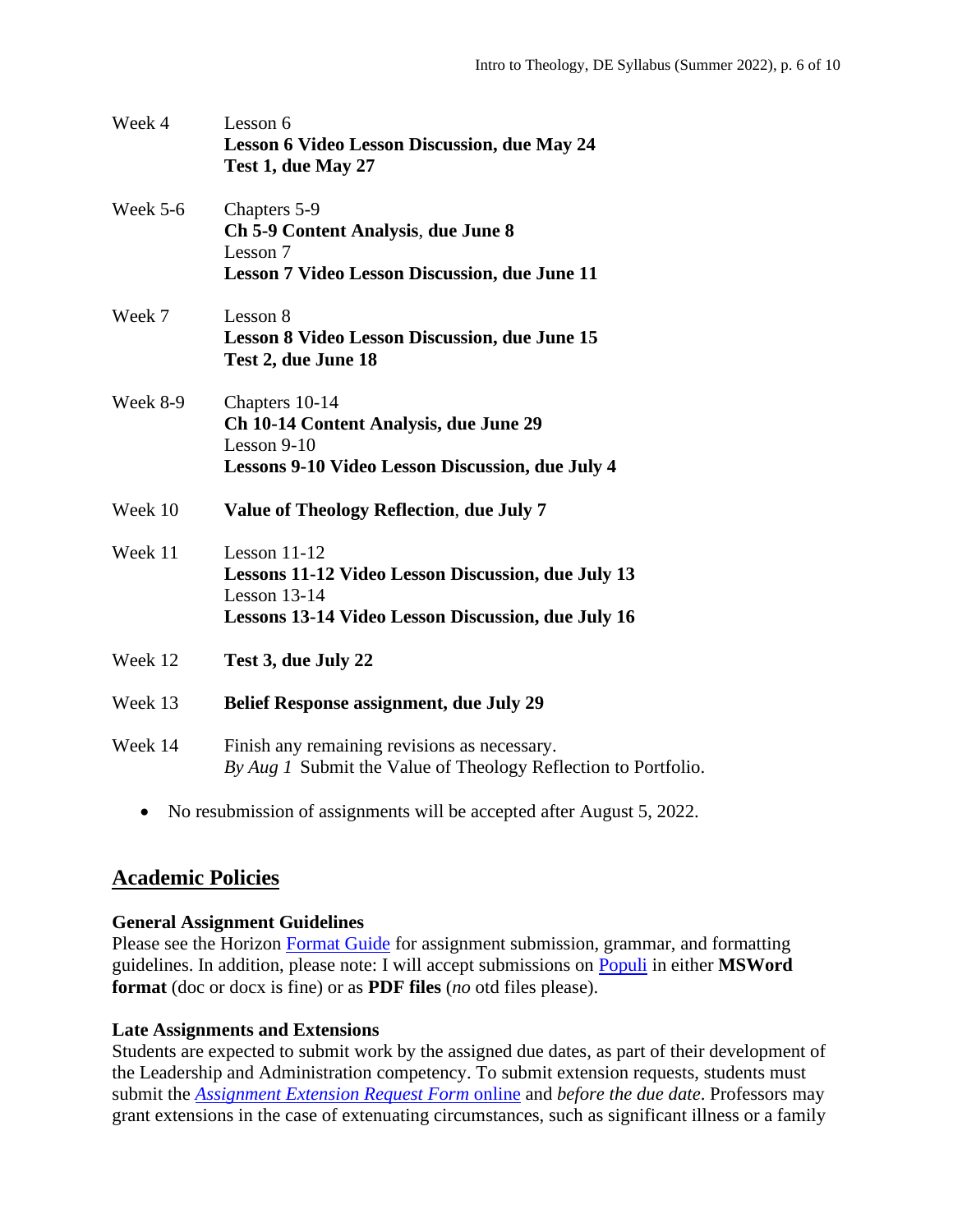| | |
|---|---|
| Week 4 | Lesson 6<br>**Lesson 6 Video Lesson Discussion, due May 24**<br>**Test 1, due May 27** |
| Week 5-6 | Chapters 5-9<br>**Ch 5-9 Content Analysis**, **due June 8**<br>Lesson 7<br>**Lesson 7 Video Lesson Discussion, due June 11** |
| Week 7 | Lesson 8<br>**Lesson 8 Video Lesson Discussion, due June 15**<br>**Test 2, due June 18** |
| Week 8-9 | Chapters 10-14<br>**Ch 10-14 Content Analysis, due June 29**<br>Lesson 9-10<br>**Lessons 9-10 Video Lesson Discussion, due July 4** |
| Week 10 | **Value of Theology Reflection**, **due July 7** |
| Week 11 | Lesson 11-12<br>**Lessons 11-12 Video Lesson Discussion, due July 13**<br>Lesson 13-14<br>**Lessons 13-14 Video Lesson Discussion, due July 16** |
| Week 12 | **Test 3, due July 22** |
| Week 13 | **Belief Response assignment, due July 29** |
| Week 14 | Finish any remaining revisions as necessary.<br>*By Aug 1* Submit the Value of Theology Reflection to Portfolio. |

- No resubmission of assignments will be accepted after August 5, 2022.

## Academic Policies

**General Assignment Guidelines**
Please see the Horizon Format Guide for assignment submission, grammar, and formatting guidelines. In addition, please note: I will accept submissions on Populi in either **MSWord format** (doc or docx is fine) or as **PDF files** (*no* otd files please).

**Late Assignments and Extensions**
Students are expected to submit work by the assigned due dates, as part of their development of the Leadership and Administration competency. To submit extension requests, students must submit the *Assignment Extension Request Form* online and *before the due date*. Professors may grant extensions in the case of extenuating circumstances, such as significant illness or a family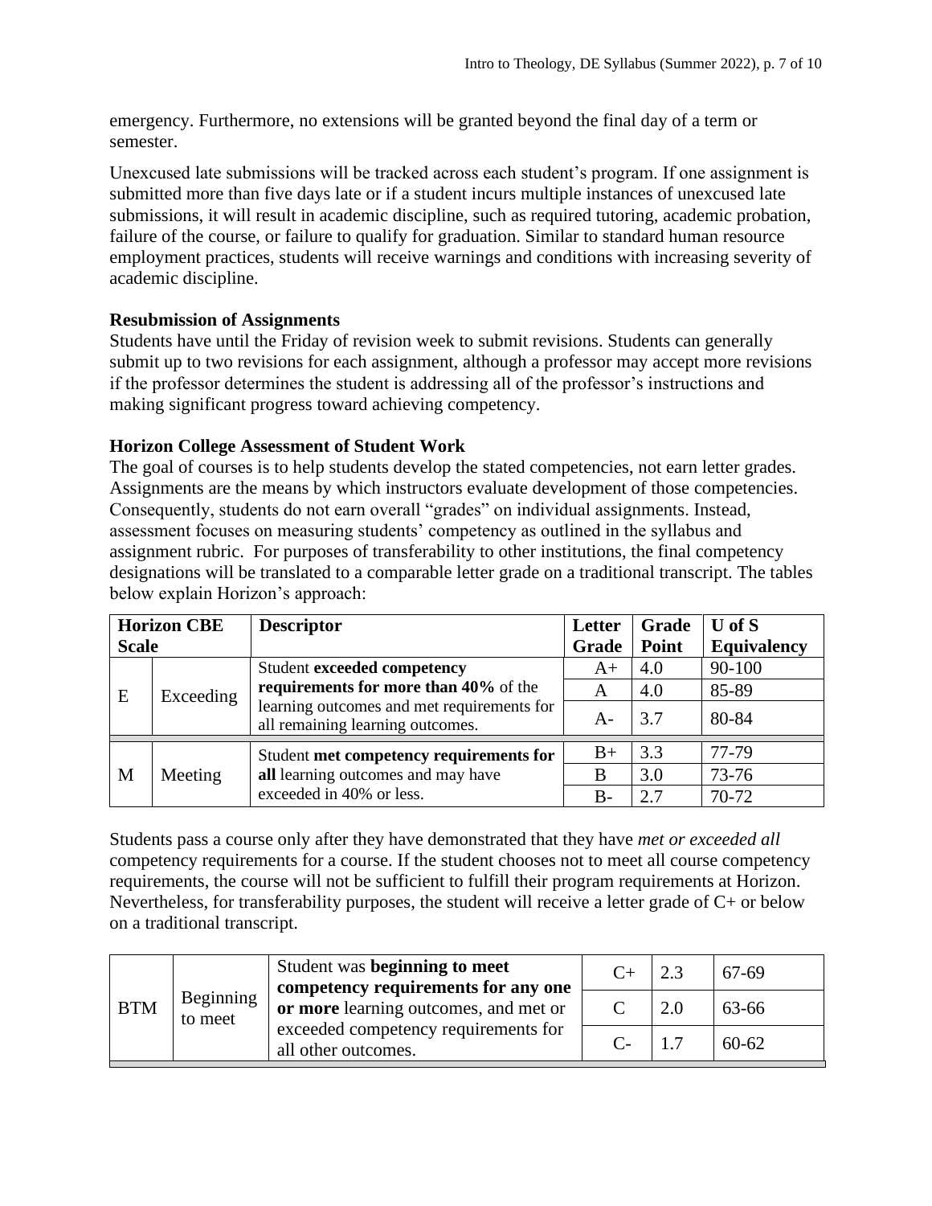emergency. Furthermore, no extensions will be granted beyond the final day of a term or semester.

Unexcused late submissions will be tracked across each student's program. If one assignment is submitted more than five days late or if a student incurs multiple instances of unexcused late submissions, it will result in academic discipline, such as required tutoring, academic probation, failure of the course, or failure to qualify for graduation. Similar to standard human resource employment practices, students will receive warnings and conditions with increasing severity of academic discipline.

**Resubmission of Assignments**

Students have until the Friday of revision week to submit revisions. Students can generally submit up to two revisions for each assignment, although a professor may accept more revisions if the professor determines the student is addressing all of the professor's instructions and making significant progress toward achieving competency.

**Horizon College Assessment of Student Work**

The goal of courses is to help students develop the stated competencies, not earn letter grades. Assignments are the means by which instructors evaluate development of those competencies. Consequently, students do not earn overall "grades" on individual assignments. Instead, assessment focuses on measuring students' competency as outlined in the syllabus and assignment rubric. For purposes of transferability to other institutions, the final competency designations will be translated to a comparable letter grade on a traditional transcript. The tables below explain Horizon's approach:

| Horizon CBE Scale | | Descriptor | Letter Grade | Grade Point | U of S Equivalency |
|---|---|---|---|---|---|
| E | Exceeding | Student **exceeded competency requirements for more than 40%** of the learning outcomes and met requirements for all remaining learning outcomes. | A+ | 4.0 | 90-100 |
| | | | A | 4.0 | 85-89 |
| | | | A- | 3.7 | 80-84 |
| M | Meeting | Student **met competency requirements for all** learning outcomes and may have exceeded in 40% or less. | B+ | 3.3 | 77-79 |
| | | | B | 3.0 | 73-76 |
| | | | B- | 2.7 | 70-72 |

Students pass a course only after they have demonstrated that they have *met or exceeded all* competency requirements for a course. If the student chooses not to meet all course competency requirements, the course will not be sufficient to fulfill their program requirements at Horizon. Nevertheless, for transferability purposes, the student will receive a letter grade of C+ or below on a traditional transcript.

| | | | | | |
|---|---|---|---|---|---|
| BTM | Beginning to meet | Student was **beginning to meet competency requirements for any one or more** learning outcomes, and met or exceeded competency requirements for all other outcomes. | C+ | 2.3 | 67-69 |
| | | | C | 2.0 | 63-66 |
| | | | C- | 1.7 | 60-62 |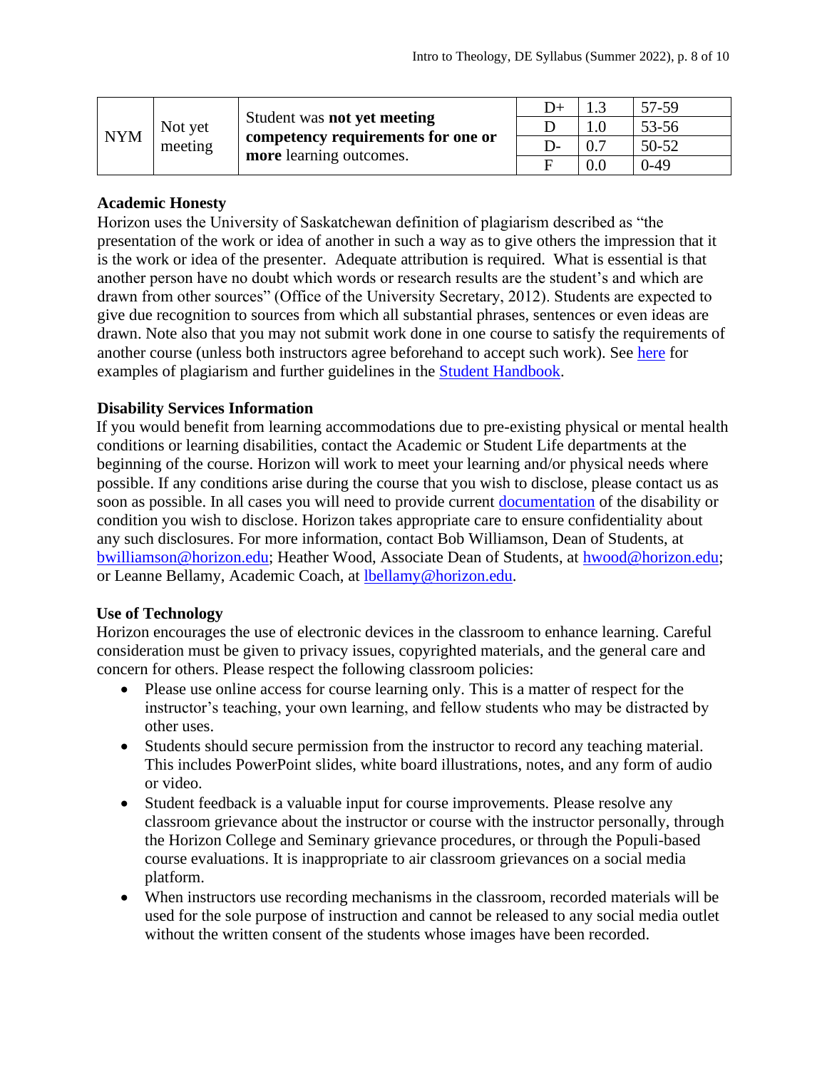| NYM | Not yet meeting | Student was **not yet meeting competency requirements for one or more** learning outcomes. | D+ | 1.3 | 57-59 |
|---|---|---|---|---|---|
| | | | D | 1.0 | 53-56 |
| | | | D- | 0.7 | 50-52 |
| | | | F | 0.0 | 0-49 |

**Academic Honesty**

Horizon uses the University of Saskatchewan definition of plagiarism described as "the presentation of the work or idea of another in such a way as to give others the impression that it is the work or idea of the presenter. Adequate attribution is required. What is essential is that another person have no doubt which words or research results are the student's and which are drawn from other sources" (Office of the University Secretary, 2012). Students are expected to give due recognition to sources from which all substantial phrases, sentences or even ideas are drawn. Note also that you may not submit work done in one course to satisfy the requirements of another course (unless both instructors agree beforehand to accept such work). See here for examples of plagiarism and further guidelines in the Student Handbook.

**Disability Services Information**

If you would benefit from learning accommodations due to pre-existing physical or mental health conditions or learning disabilities, contact the Academic or Student Life departments at the beginning of the course. Horizon will work to meet your learning and/or physical needs where possible. If any conditions arise during the course that you wish to disclose, please contact us as soon as possible. In all cases you will need to provide current documentation of the disability or condition you wish to disclose. Horizon takes appropriate care to ensure confidentiality about any such disclosures. For more information, contact Bob Williamson, Dean of Students, at bwilliamson@horizon.edu; Heather Wood, Associate Dean of Students, at hwood@horizon.edu; or Leanne Bellamy, Academic Coach, at lbellamy@horizon.edu.

**Use of Technology**

Horizon encourages the use of electronic devices in the classroom to enhance learning. Careful consideration must be given to privacy issues, copyrighted materials, and the general care and concern for others. Please respect the following classroom policies:

- Please use online access for course learning only. This is a matter of respect for the instructor's teaching, your own learning, and fellow students who may be distracted by other uses.
- Students should secure permission from the instructor to record any teaching material. This includes PowerPoint slides, white board illustrations, notes, and any form of audio or video.
- Student feedback is a valuable input for course improvements. Please resolve any classroom grievance about the instructor or course with the instructor personally, through the Horizon College and Seminary grievance procedures, or through the Populi-based course evaluations. It is inappropriate to air classroom grievances on a social media platform.
- When instructors use recording mechanisms in the classroom, recorded materials will be used for the sole purpose of instruction and cannot be released to any social media outlet without the written consent of the students whose images have been recorded.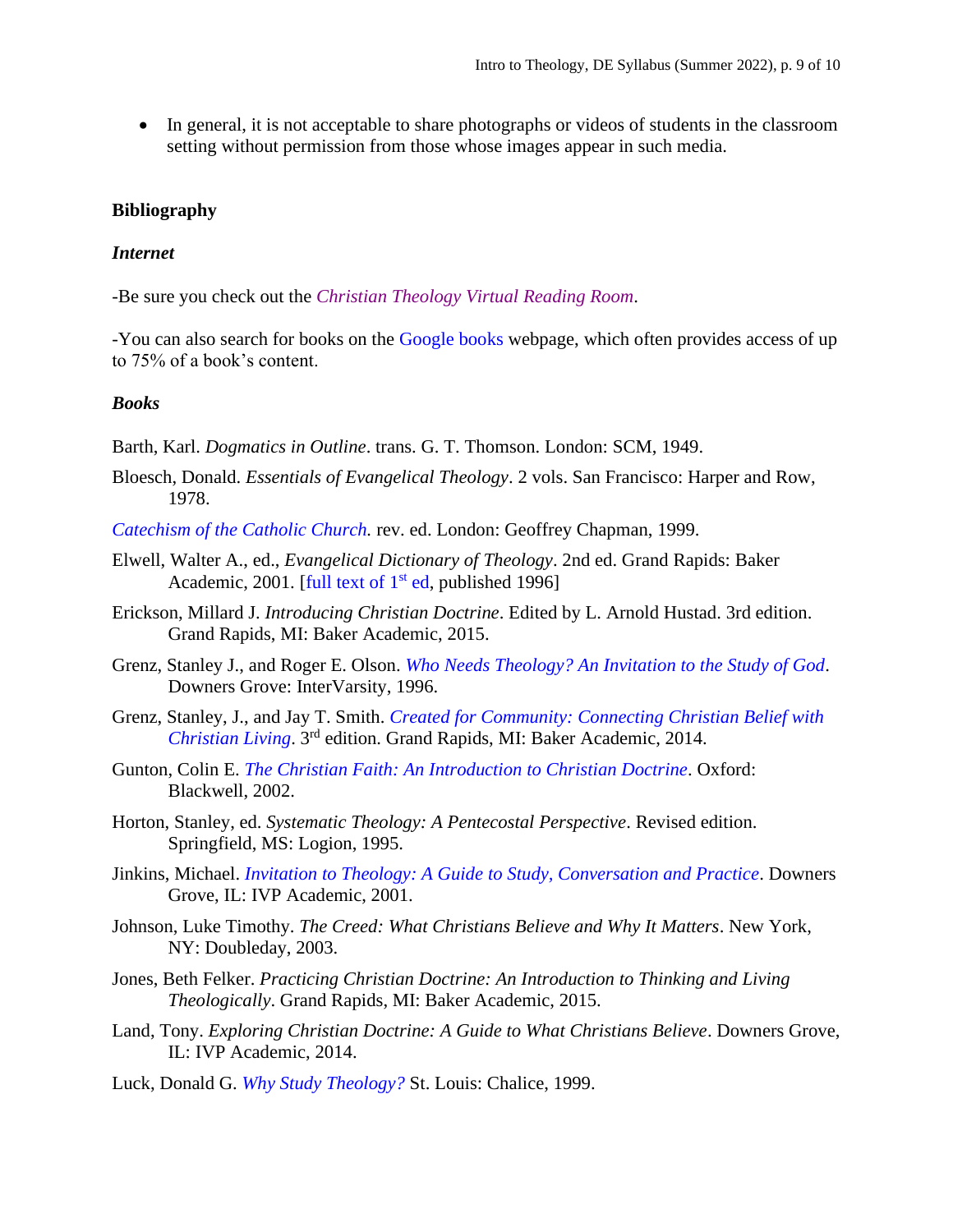- In general, it is not acceptable to share photographs or videos of students in the classroom setting without permission from those whose images appear in such media.

**Bibliography**

***Internet***

-Be sure you check out the *Christian Theology Virtual Reading Room*.

-You can also search for books on the Google books webpage, which often provides access of up to 75% of a book's content.

***Books***

Barth, Karl. *Dogmatics in Outline*. trans. G. T. Thomson. London: SCM, 1949.

Bloesch, Donald. *Essentials of Evangelical Theology*. 2 vols. San Francisco: Harper and Row, 1978.

*Catechism of the Catholic Church.* rev. ed. London: Geoffrey Chapman, 1999.

Elwell, Walter A., ed., *Evangelical Dictionary of Theology*. 2nd ed. Grand Rapids: Baker Academic, 2001. [full text of 1st ed, published 1996]

Erickson, Millard J. *Introducing Christian Doctrine*. Edited by L. Arnold Hustad. 3rd edition. Grand Rapids, MI: Baker Academic, 2015.

Grenz, Stanley J., and Roger E. Olson. *Who Needs Theology? An Invitation to the Study of God*. Downers Grove: InterVarsity, 1996.

Grenz, Stanley, J., and Jay T. Smith. *Created for Community: Connecting Christian Belief with Christian Living*. 3rd edition. Grand Rapids, MI: Baker Academic, 2014.

Gunton, Colin E. *The Christian Faith: An Introduction to Christian Doctrine*. Oxford: Blackwell, 2002.

Horton, Stanley, ed. *Systematic Theology: A Pentecostal Perspective*. Revised edition. Springfield, MS: Logion, 1995.

Jinkins, Michael. *Invitation to Theology: A Guide to Study, Conversation and Practice*. Downers Grove, IL: IVP Academic, 2001.

Johnson, Luke Timothy. *The Creed: What Christians Believe and Why It Matters*. New York, NY: Doubleday, 2003.

Jones, Beth Felker. *Practicing Christian Doctrine: An Introduction to Thinking and Living Theologically*. Grand Rapids, MI: Baker Academic, 2015.

Land, Tony. *Exploring Christian Doctrine: A Guide to What Christians Believe*. Downers Grove, IL: IVP Academic, 2014.

Luck, Donald G. *Why Study Theology?* St. Louis: Chalice, 1999.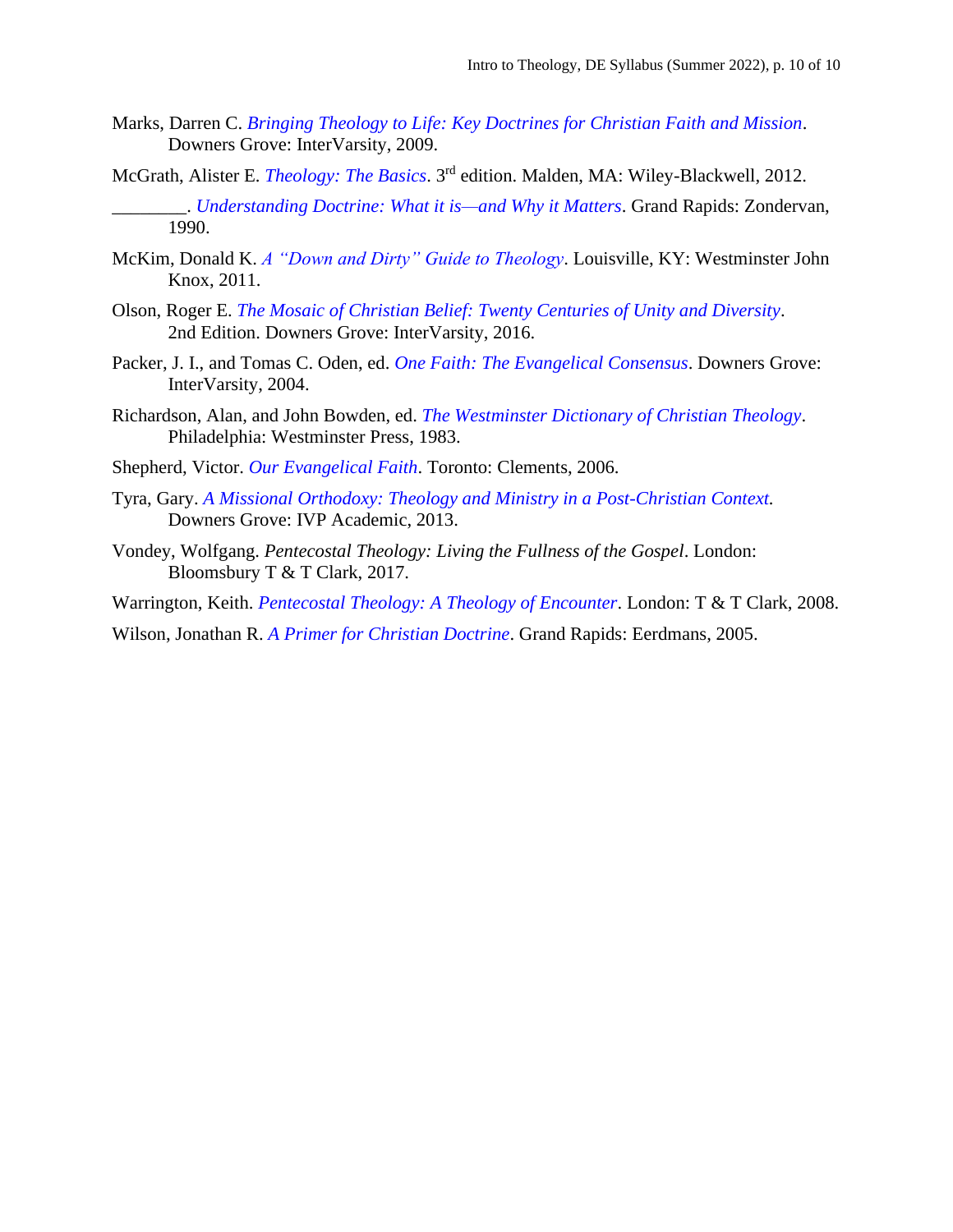Marks, Darren C. *Bringing Theology to Life: Key Doctrines for Christian Faith and Mission*. Downers Grove: InterVarsity, 2009.

McGrath, Alister E. *Theology: The Basics*. 3rd edition. Malden, MA: Wiley-Blackwell, 2012.

________. *Understanding Doctrine: What it is—and Why it Matters*. Grand Rapids: Zondervan, 1990.

McKim, Donald K. *A "Down and Dirty" Guide to Theology*. Louisville, KY: Westminster John Knox, 2011.

Olson, Roger E. *The Mosaic of Christian Belief: Twenty Centuries of Unity and Diversity*. 2nd Edition. Downers Grove: InterVarsity, 2016.

Packer, J. I., and Tomas C. Oden, ed. *One Faith: The Evangelical Consensus*. Downers Grove: InterVarsity, 2004.

Richardson, Alan, and John Bowden, ed. *The Westminster Dictionary of Christian Theology*. Philadelphia: Westminster Press, 1983.

Shepherd, Victor. *Our Evangelical Faith*. Toronto: Clements, 2006.

Tyra, Gary. *A Missional Orthodoxy: Theology and Ministry in a Post-Christian Context.* Downers Grove: IVP Academic, 2013.

Vondey, Wolfgang. *Pentecostal Theology: Living the Fullness of the Gospel*. London: Bloomsbury T & T Clark, 2017.

Warrington, Keith. *Pentecostal Theology: A Theology of Encounter*. London: T & T Clark, 2008.

Wilson, Jonathan R. *A Primer for Christian Doctrine*. Grand Rapids: Eerdmans, 2005.